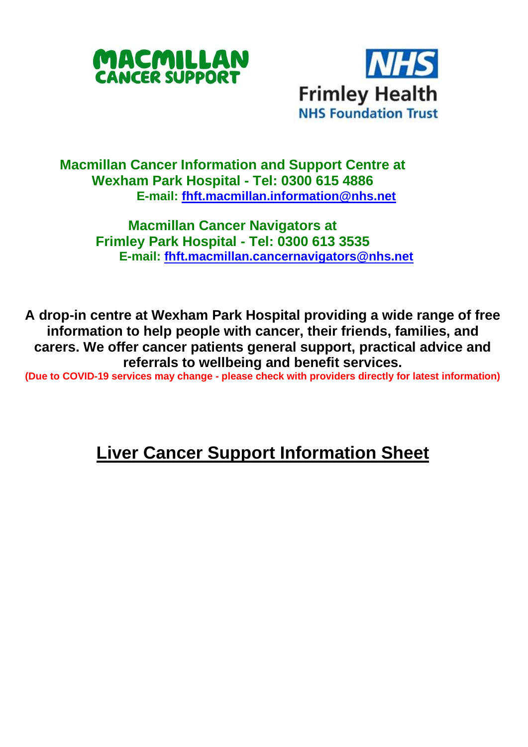MACMILLAN CANCER SUPPORT

NHS Frimley Health NHS Foundation Trust

**Macmillan Cancer Information and Support Centre at Wexham Park Hospital - Tel: 0300 615 4886**
**E-mail: fhft.macmillan.information@nhs.net**

**Macmillan Cancer Navigators at Frimley Park Hospital - Tel: 0300 613 3535**
**E-mail: fhft.macmillan.cancernavigators@nhs.net**

**A drop-in centre at Wexham Park Hospital providing a wide range of free information to help people with cancer, their friends, families, and carers. We offer cancer patients general support, practical advice and referrals to wellbeing and benefit services.**
**(Due to COVID-19 services may change - please check with providers directly for latest information)**

# Liver Cancer Support Information Sheet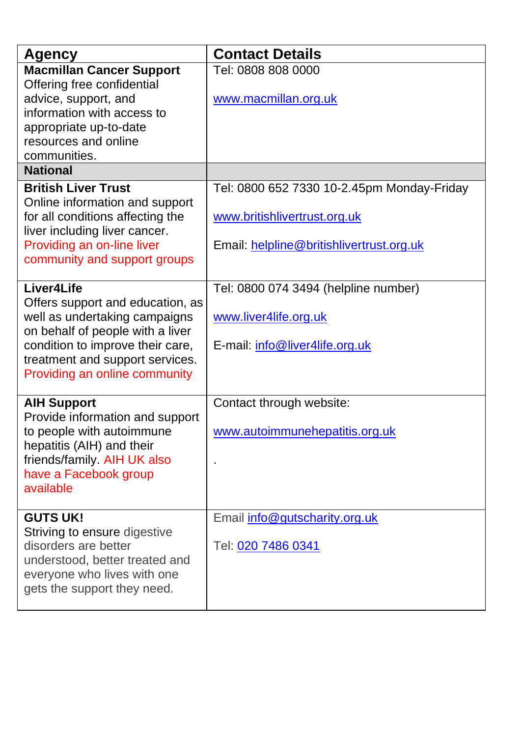| Agency | Contact Details |
| --- | --- |
| **Macmillan Cancer Support** Offering free confidential advice, support, and information with access to appropriate up-to-date resources and online communities. | Tel: 0808 808 0000<br><br>www.macmillan.org.uk |
| **National** | |
| **British Liver Trust** Online information and support for all conditions affecting the liver including liver cancer. Providing an on-line liver community and support groups | Tel: 0800 652 7330 10-2.45pm Monday-Friday<br><br>www.britishlivertrust.org.uk<br><br>Email: helpline@britishlivertrust.org.uk |
| **Liver4Life** Offers support and education, as well as undertaking campaigns on behalf of people with a liver condition to improve their care, treatment and support services. Providing an online community | Tel: 0800 074 3494 (helpline number)<br><br>www.liver4life.org.uk<br><br>E-mail: info@liver4life.org.uk |
| **AIH Support** Provide information and support to people with autoimmune hepatitis (AIH) and their friends/family. AIH UK also have a Facebook group available | Contact through website:<br><br>www.autoimmunehepatitis.org.uk<br><br>. |
| **GUTS UK!** Striving to ensure digestive disorders are better understood, better treated and everyone who lives with one gets the support they need. | Email info@gutscharity.org.uk<br><br>Tel: 020 7486 0341 |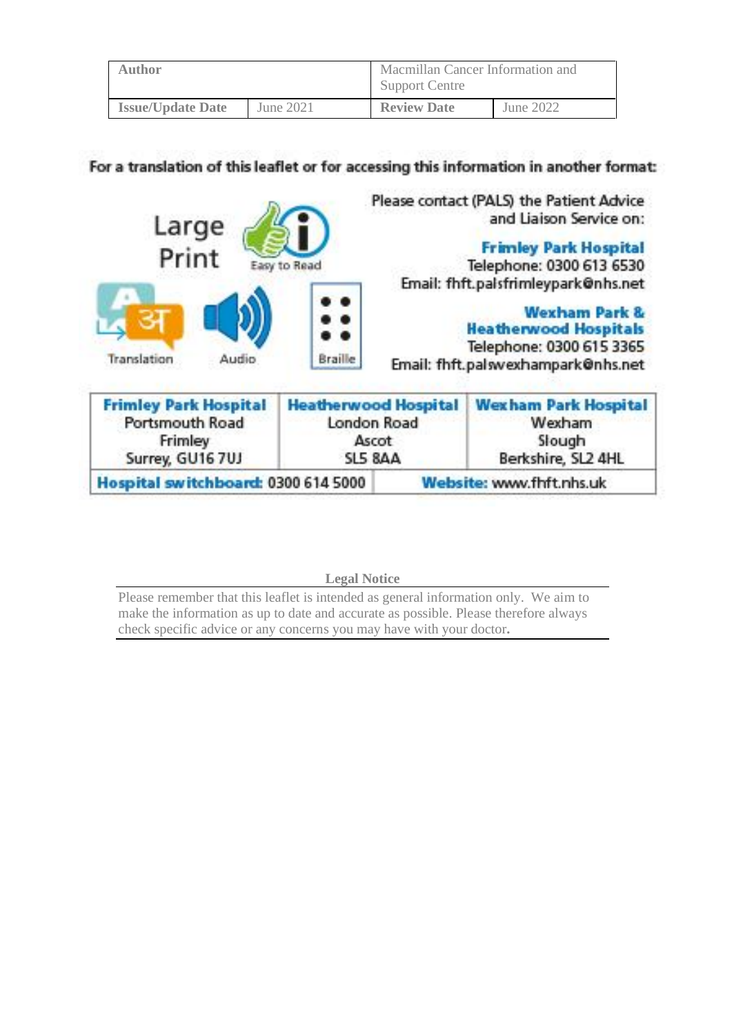| | | | |
|---|---|---|---|
| **Author** | | Macmillan Cancer Information and Support Centre | |
| **Issue/Update Date** | June 2021 | **Review Date** | June 2022 |

**For a translation of this leaflet or for accessing this information in another format:**

Large Print

Easy to Read

Translation

Audio

Braille

Please contact (PALS) the Patient Advice and Liaison Service on:

**Frimley Park Hospital**
Telephone: 0300 613 6530
Email: fhft.palsfrimleypark@nhs.net

**Wexham Park & Heatherwood Hospitals**
Telephone: 0300 615 3365
Email: fhft.palswexhampark@nhs.net

| **Frimley Park Hospital** | **Heatherwood Hospital** | **Wexham Park Hospital** |
|---|---|---|
| Portsmouth Road<br>Frimley<br>Surrey, GU16 7UJ | London Road<br>Ascot<br>SL5 8AA | Wexham<br>Slough<br>Berkshire, SL2 4HL |

**Hospital switchboard:** 0300 614 5000

**Website:** www.fhft.nhs.uk

**Legal Notice**

Please remember that this leaflet is intended as general information only. We aim to make the information as up to date and accurate as possible. Please therefore always check specific advice or any concerns you may have with your doctor.